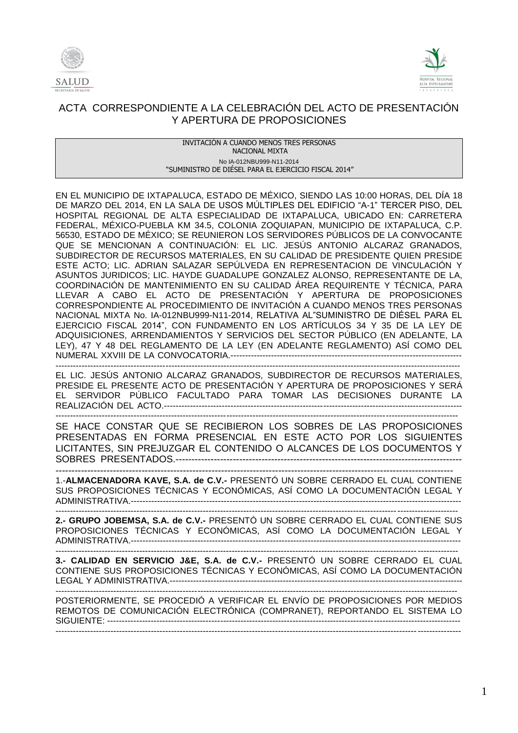# ACTA CORRESPONDIENTE A LA CELEBRACIÓN DEL ACTO DE PRESENTACIÓN Y APERTURA DE PROPOSICIONES

INVITACIÓN A CUANDO MENOS TRES PERSONAS
NACIONAL MIXTA
No IA-012NBU999-N11-2014
"SUMINISTRO DE DIÉSEL PARA EL EJERCICIO FISCAL 2014"

EN EL MUNICIPIO DE IXTAPALUCA, ESTADO DE MÉXICO, SIENDO LAS 10:00 HORAS, DEL DÍA 18 DE MARZO DEL 2014, EN LA SALA DE USOS MÚLTIPLES DEL EDIFICIO "A-1" TERCER PISO, DEL HOSPITAL REGIONAL DE ALTA ESPECIALIDAD DE IXTAPALUCA, UBICADO EN: CARRETERA FEDERAL, MÉXICO-PUEBLA KM 34.5, COLONIA ZOQUIAPAN, MUNICIPIO DE IXTAPALUCA, C.P. 56530, ESTADO DE MÉXICO; SE REUNIERON LOS SERVIDORES PÚBLICOS DE LA CONVOCANTE QUE SE MENCIONAN A CONTINUACIÓN: EL LIC. JESÚS ANTONIO ALCARAZ GRANADOS, SUBDIRECTOR DE RECURSOS MATERIALES, EN SU CALIDAD DE PRESIDENTE QUIEN PRESIDE ESTE ACTO; LIC. ADRIAN SALAZAR SEPÚLVEDA EN REPRESENTACION DE VINCULACIÓN Y ASUNTOS JURIDICOS; LIC. HAYDE GUADALUPE GONZALEZ ALONSO, REPRESENTANTE DE LA, COORDINACIÓN DE MANTENIMIENTO EN SU CALIDAD ÁREA REQUIRENTE Y TÉCNICA, PARA LLEVAR A CABO EL ACTO DE PRESENTACIÓN Y APERTURA DE PROPOSICIONES CORRESPONDIENTE AL PROCEDIMIENTO DE INVITACIÓN A CUANDO MENOS TRES PERSONAS NACIONAL MIXTA No. IA-012NBU999-N11-2014, RELATIVA AL"SUMINISTRO DE DIÉSEL PARA EL EJERCICIO FISCAL 2014", CON FUNDAMENTO EN LOS ARTÍCULOS 34 Y 35 DE LA LEY DE ADQUISICIONES, ARRENDAMIENTOS Y SERVICIOS DEL SECTOR PÚBLICO (EN ADELANTE, LA LEY), 47 Y 48 DEL REGLAMENTO DE LA LEY (EN ADELANTE REGLAMENTO) ASÍ COMO DEL NUMERAL XXVIII DE LA CONVOCATORIA.----------------------------------------------------------------------------

EL LIC. JESÚS ANTONIO ALCARAZ GRANADOS, SUBDIRECTOR DE RECURSOS MATERIALES, PRESIDE EL PRESENTE ACTO DE PRESENTACIÓN Y APERTURA DE PROPOSICIONES Y SERÁ EL SERVIDOR PÚBLICO FACULTADO PARA TOMAR LAS DECISIONES DURANTE LA REALIZACIÓN DEL ACTO.-----------------------------------------------------------------------------------------

SE HACE CONSTAR QUE SE RECIBIERON LOS SOBRES DE LAS PROPOSICIONES PRESENTADAS EN FORMA PRESENCIAL EN ESTE ACTO POR LOS SIGUIENTES LICITANTES, SIN PREJUZGAR EL CONTENIDO O ALCANCES DE LOS DOCUMENTOS Y SOBRES PRESENTADOS.------------------------------------------------------------------------------------

1.-**ALMACENADORA KAVE, S.A. de C.V.-** PRESENTÓ UN SOBRE CERRADO EL CUAL CONTIENE SUS PROPOSICIONES TÉCNICAS Y ECONÓMICAS, ASÍ COMO LA DOCUMENTACIÓN LEGAL Y ADMINISTRATIVA.------------------------------------------------------------------------------------------------------

**2.- GRUPO JOBEMSA, S.A. de C.V.-** PRESENTÓ UN SOBRE CERRADO EL CUAL CONTIENE SUS PROPOSICIONES TÉCNICAS Y ECONÓMICAS, ASÍ COMO LA DOCUMENTACIÓN LEGAL Y ADMINISTRATIVA.------------------------------------------------------------------------------------------------------

**3.- CALIDAD EN SERVICIO J&E, S.A. de C.V.-** PRESENTÓ UN SOBRE CERRADO EL CUAL CONTIENE SUS PROPOSICIONES TÉCNICAS Y ECONÓMICAS, ASÍ COMO LA DOCUMENTACIÓN LEGAL Y ADMINISTRATIVA.----------------------------------------------------------------------------------------

POSTERIORMENTE, SE PROCEDIÓ A VERIFICAR EL ENVÍO DE PROPOSICIONES POR MEDIOS REMOTOS DE COMUNICACIÓN ELECTRÓNICA (COMPRANET), REPORTANDO EL SISTEMA LO SIGUIENTE: ---------------------------------------------------------------------------------------------------------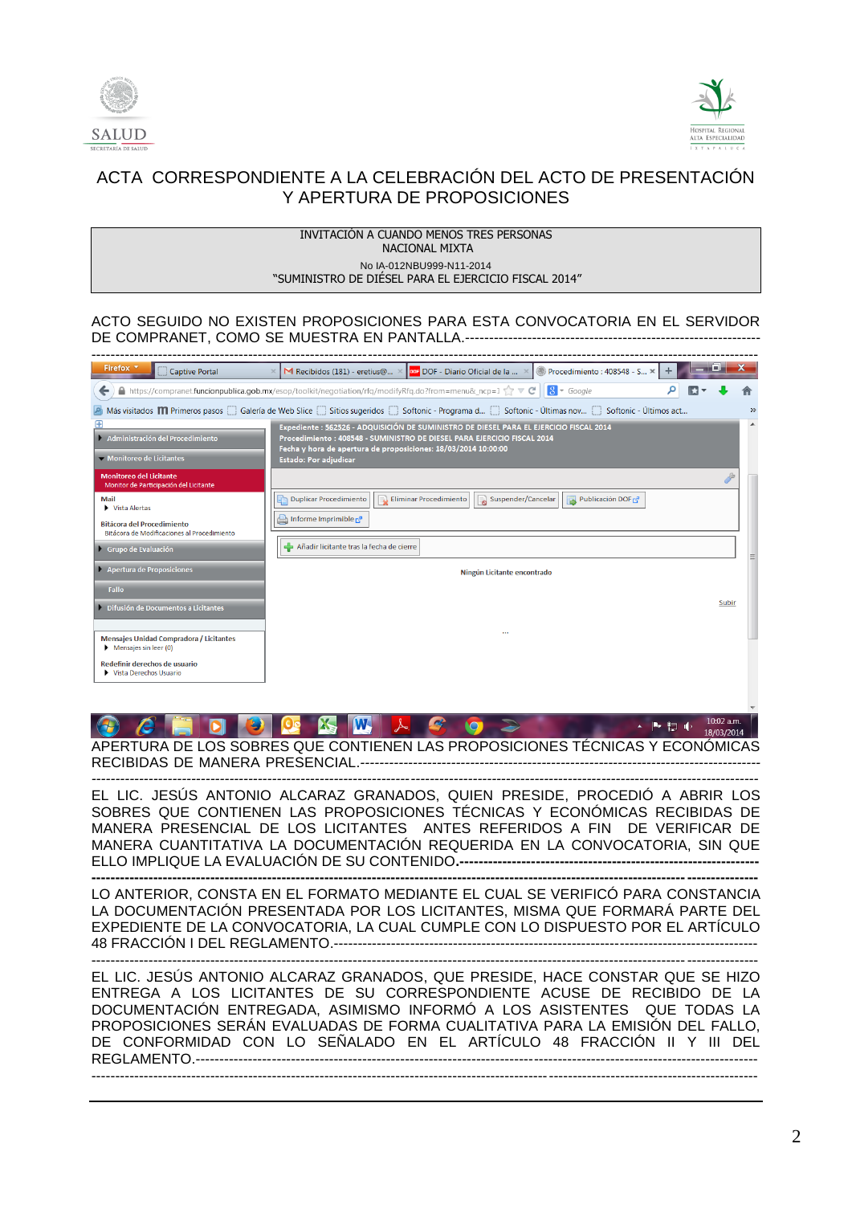# ACTA CORRESPONDIENTE A LA CELEBRACIÓN DEL ACTO DE PRESENTACIÓN Y APERTURA DE PROPOSICIONES

INVITACIÓN A CUANDO MENOS TRES PERSONAS
NACIONAL MIXTA
No IA-012NBU999-N11-2014
"SUMINISTRO DE DIÉSEL PARA EL EJERCICIO FISCAL 2014"

ACTO SEGUIDO NO EXISTEN PROPOSICIONES PARA ESTA CONVOCATORIA EN EL SERVIDOR DE COMPRANET, COMO SE MUESTRA EN PANTALLA.-------------------------------------------------------------
---------------------------------------------------------------------------------------------------------------

Expediente : 562526 - ADQUISICIÓN DE SUMINISTRO DE DIESEL PARA EL EJERCICIO FISCAL 2014
Procedimiento : 408548 - SUMINISTRO DE DIESEL PARA EJERCICIO FISCAL 2014
Fecha y hora de apertura de proposiciones: 18/03/2014 10:00:00
Estado: Por adjudicar

Ningún Licitante encontrado

APERTURA DE LOS SOBRES QUE CONTIENEN LAS PROPOSICIONES TÉCNICAS Y ECONÓMICAS RECIBIDAS DE MANERA PRESENCIAL.-----------------------------------------------------------------------
---------------------------------------------------------------------------------------------------------------

EL LIC. JESÚS ANTONIO ALCARAZ GRANADOS, QUIEN PRESIDE, PROCEDIÓ A ABRIR LOS SOBRES QUE CONTIENEN LAS PROPOSICIONES TÉCNICAS Y ECONÓMICAS RECIBIDAS DE MANERA PRESENCIAL DE LOS LICITANTES ANTES REFERIDOS A FIN DE VERIFICAR DE MANERA CUANTITATIVA LA DOCUMENTACIÓN REQUERIDA EN LA CONVOCATORIA, SIN QUE ELLO IMPLIQUE LA EVALUACIÓN DE SU CONTENIDO.---------------------------------------------------------
---------------------------------------------------------------------------------------------------------------

LO ANTERIOR, CONSTA EN EL FORMATO MEDIANTE EL CUAL SE VERIFICÓ PARA CONSTANCIA LA DOCUMENTACIÓN PRESENTADA POR LOS LICITANTES, MISMA QUE FORMARÁ PARTE DEL EXPEDIENTE DE LA CONVOCATORIA, LA CUAL CUMPLE CON LO DISPUESTO POR EL ARTÍCULO 48 FRACCIÓN I DEL REGLAMENTO.---------------------------------------------------------------------
---------------------------------------------------------------------------------------------------------------

EL LIC. JESÚS ANTONIO ALCARAZ GRANADOS, QUE PRESIDE, HACE CONSTAR QUE SE HIZO ENTREGA A LOS LICITANTES DE SU CORRESPONDIENTE ACUSE DE RECIBIDO DE LA DOCUMENTACIÓN ENTREGADA, ASIMISMO INFORMÓ A LOS ASISTENTES QUE TODAS LA PROPOSICIONES SERÁN EVALUADAS DE FORMA CUALITATIVA PARA LA EMISIÓN DEL FALLO, DE CONFORMIDAD CON LO SEÑALADO EN EL ARTÍCULO 48 FRACCIÓN II Y III DEL REGLAMENTO.---------------------------------------------------------------------------------------------
---------------------------------------------------------------------------------------------------------------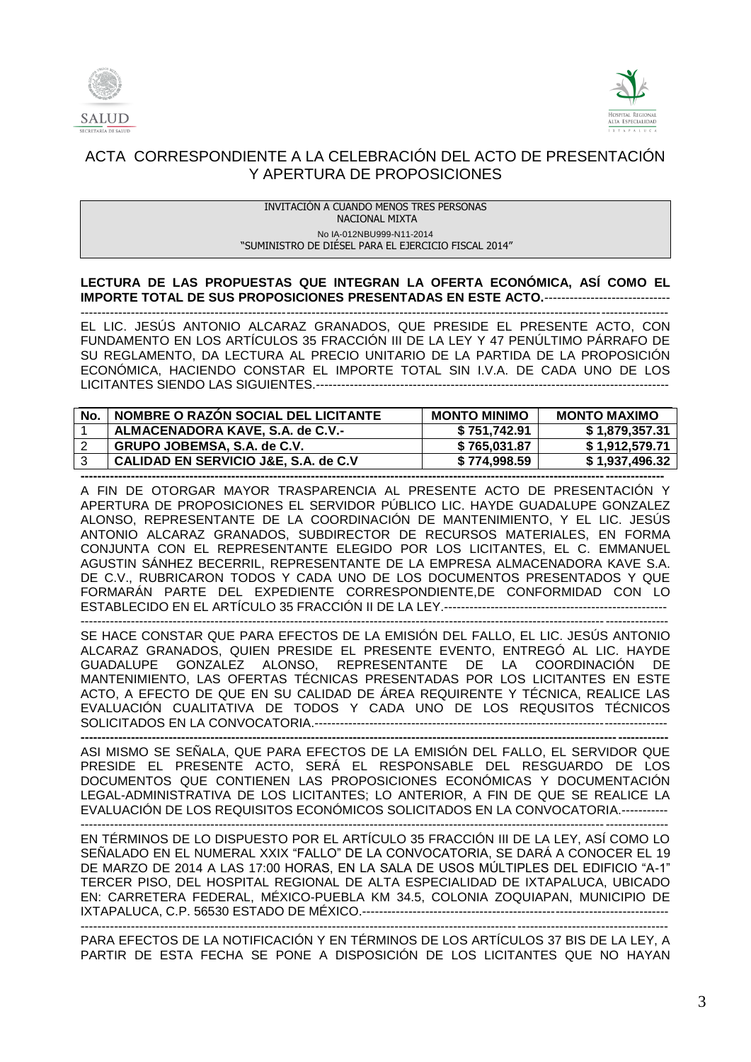# ACTA CORRESPONDIENTE A LA CELEBRACIÓN DEL ACTO DE PRESENTACIÓN Y APERTURA DE PROPOSICIONES

INVITACIÓN A CUANDO MENOS TRES PERSONAS
NACIONAL MIXTA
No IA-012NBU999-N11-2014
"SUMINISTRO DE DIÉSEL PARA EL EJERCICIO FISCAL 2014"

**LECTURA DE LAS PROPUESTAS QUE INTEGRAN LA OFERTA ECONÓMICA, ASÍ COMO EL IMPORTE TOTAL DE SUS PROPOSICIONES PRESENTADAS EN ESTE ACTO.**------------------------------

-------------------------------------------------------------------------------------------------------------------------------------------

EL LIC. JESÚS ANTONIO ALCARAZ GRANADOS, QUE PRESIDE EL PRESENTE ACTO, CON FUNDAMENTO EN LOS ARTÍCULOS 35 FRACCIÓN III DE LA LEY Y 47 PENÚLTIMO PÁRRAFO DE SU REGLAMENTO, DA LECTURA AL PRECIO UNITARIO DE LA PARTIDA DE LA PROPOSICIÓN ECONÓMICA, HACIENDO CONSTAR EL IMPORTE TOTAL SIN I.V.A. DE CADA UNO DE LOS LICITANTES SIENDO LAS SIGUIENTES.------------------------------------------------------------------------------------

| No. | NOMBRE O RAZÓN SOCIAL DEL LICITANTE | MONTO MINIMO | MONTO MAXIMO |
|---|---|---|---|
| 1 | **ALMACENADORA KAVE, S.A. de C.V.-** | **$ 751,742.91** | **$ 1,879,357.31** |
| 2 | **GRUPO JOBEMSA, S.A. de C.V.** | **$ 765,031.87** | **$ 1,912,579.71** |
| 3 | **CALIDAD EN SERVICIO J&E, S.A. de C.V** | **$ 774,998.59** | **$ 1,937,496.32** |

-------------------------------------------------------------------------------------------------------------------------------------------

A FIN DE OTORGAR MAYOR TRASPARENCIA AL PRESENTE ACTO DE PRESENTACIÓN Y APERTURA DE PROPOSICIONES EL SERVIDOR PÚBLICO LIC. HAYDE GUADALUPE GONZALEZ ALONSO, REPRESENTANTE DE LA COORDINACIÓN DE MANTENIMIENTO, Y EL LIC. JESÚS ANTONIO ALCARAZ GRANADOS, SUBDIRECTOR DE RECURSOS MATERIALES, EN FORMA CONJUNTA CON EL REPRESENTANTE ELEGIDO POR LOS LICITANTES, EL C. EMMANUEL AGUSTIN SÁNHEZ BECERRIL, REPRESENTANTE DE LA EMPRESA ALMACENADORA KAVE S.A. DE C.V., RUBRICARON TODOS Y CADA UNO DE LOS DOCUMENTOS PRESENTADOS Y QUE FORMARÁN PARTE DEL EXPEDIENTE CORRESPONDIENTE,DE CONFORMIDAD CON LO ESTABLECIDO EN EL ARTÍCULO 35 FRACCIÓN II DE LA LEY.-----------------------------------------------------

-------------------------------------------------------------------------------------------------------------------------------------------

SE HACE CONSTAR QUE PARA EFECTOS DE LA EMISIÓN DEL FALLO, EL LIC. JESÚS ANTONIO ALCARAZ GRANADOS, QUIEN PRESIDE EL PRESENTE EVENTO, ENTREGÓ AL LIC. HAYDE GUADALUPE GONZALEZ ALONSO, REPRESENTANTE DE LA COORDINACIÓN DE MANTENIMIENTO, LAS OFERTAS TÉCNICAS PRESENTADAS POR LOS LICITANTES EN ESTE ACTO, A EFECTO DE QUE EN SU CALIDAD DE ÁREA REQUIRENTE Y TÉCNICA, REALICE LAS EVALUACIÓN CUALITATIVA DE TODOS Y CADA UNO DE LOS REQUSITOS TÉCNICOS SOLICITADOS EN LA CONVOCATORIA.------------------------------------------------------------------------------------

-------------------------------------------------------------------------------------------------------------------------------------------

ASI MISMO SE SEÑALA, QUE PARA EFECTOS DE LA EMISIÓN DEL FALLO, EL SERVIDOR QUE PRESIDE EL PRESENTE ACTO, SERÁ EL RESPONSABLE DEL RESGUARDO DE LOS DOCUMENTOS QUE CONTIENEN LAS PROPOSICIONES ECONÓMICAS Y DOCUMENTACIÓN LEGAL-ADMINISTRATIVA DE LOS LICITANTES; LO ANTERIOR, A FIN DE QUE SE REALICE LA EVALUACIÓN DE LOS REQUISITOS ECONÓMICOS SOLICITADOS EN LA CONVOCATORIA.-----------

-------------------------------------------------------------------------------------------------------------------------------------------

EN TÉRMINOS DE LO DISPUESTO POR EL ARTÍCULO 35 FRACCIÓN III DE LA LEY, ASÍ COMO LO SEÑALADO EN EL NUMERAL XXIX "FALLO" DE LA CONVOCATORIA, SE DARÁ A CONOCER EL 19 DE MARZO DE 2014 A LAS 17:00 HORAS, EN LA SALA DE USOS MÚLTIPLES DEL EDIFICIO "A-1" TERCER PISO, DEL HOSPITAL REGIONAL DE ALTA ESPECIALIDAD DE IXTAPALUCA, UBICADO EN: CARRETERA FEDERAL, MÉXICO-PUEBLA KM 34.5, COLONIA ZOQUIAPAN, MUNICIPIO DE IXTAPALUCA, C.P. 56530 ESTADO DE MÉXICO.------------------------------------------------------------------------

-------------------------------------------------------------------------------------------------------------------------------------------

PARA EFECTOS DE LA NOTIFICACIÓN Y EN TÉRMINOS DE LOS ARTÍCULOS 37 BIS DE LA LEY, A PARTIR DE ESTA FECHA SE PONE A DISPOSICIÓN DE LOS LICITANTES QUE NO HAYAN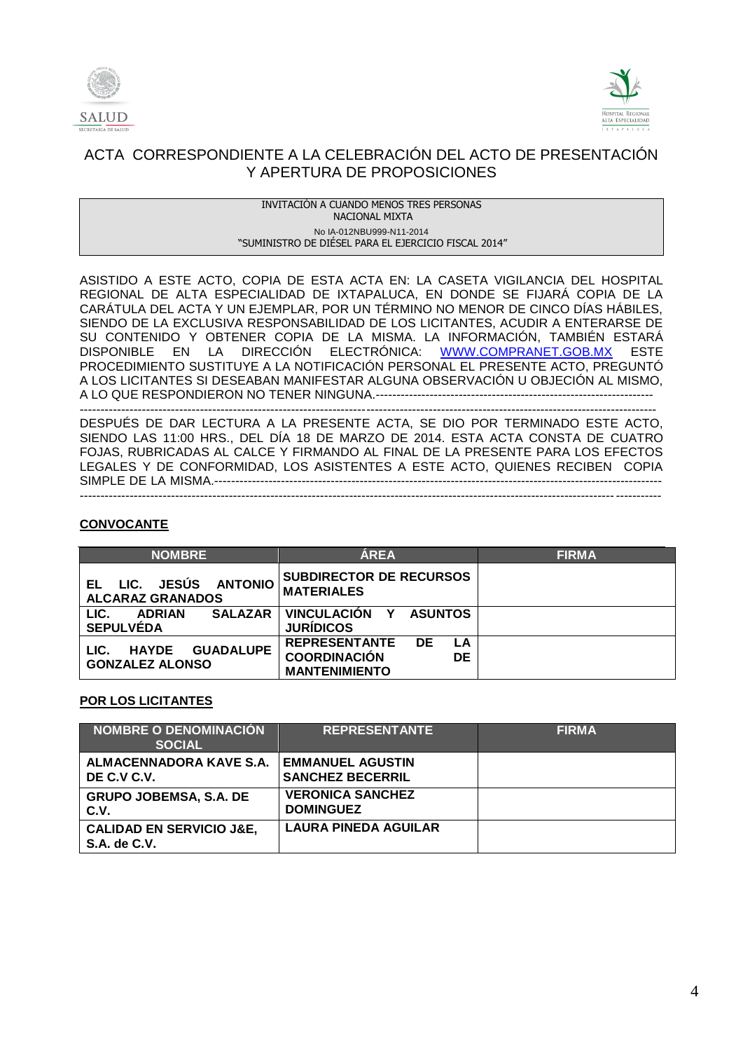# ACTA CORRESPONDIENTE A LA CELEBRACIÓN DEL ACTO DE PRESENTACIÓN Y APERTURA DE PROPOSICIONES

INVITACIÓN A CUANDO MENOS TRES PERSONAS
NACIONAL MIXTA
No IA-012NBU999-N11-2014
"SUMINISTRO DE DIÉSEL PARA EL EJERCICIO FISCAL 2014"

ASISTIDO A ESTE ACTO, COPIA DE ESTA ACTA EN: LA CASETA VIGILANCIA DEL HOSPITAL REGIONAL DE ALTA ESPECIALIDAD DE IXTAPALUCA, EN DONDE SE FIJARÁ COPIA DE LA CARÁTULA DEL ACTA Y UN EJEMPLAR, POR UN TÉRMINO NO MENOR DE CINCO DÍAS HÁBILES, SIENDO DE LA EXCLUSIVA RESPONSABILIDAD DE LOS LICITANTES, ACUDIR A ENTERARSE DE SU CONTENIDO Y OBTENER COPIA DE LA MISMA. LA INFORMACIÓN, TAMBIÉN ESTARÁ DISPONIBLE EN LA DIRECCIÓN ELECTRÓNICA: WWW.COMPRANET.GOB.MX ESTE PROCEDIMIENTO SUSTITUYE A LA NOTIFICACIÓN PERSONAL EL PRESENTE ACTO, PREGUNTÓ A LOS LICITANTES SI DESEABAN MANIFESTAR ALGUNA OBSERVACIÓN U OBJECIÓN AL MISMO, A LO QUE RESPONDIERON NO TENER NINGUNA.-------------------------------------------------------------------

-------------------------------------------------------------------------------------------------------------------------------------

DESPUÉS DE DAR LECTURA A LA PRESENTE ACTA, SE DIO POR TERMINADO ESTE ACTO, SIENDO LAS 11:00 HRS., DEL DÍA 18 DE MARZO DE 2014. ESTA ACTA CONSTA DE CUATRO FOJAS, RUBRICADAS AL CALCE Y FIRMANDO AL FINAL DE LA PRESENTE PARA LOS EFECTOS LEGALES Y DE CONFORMIDAD, LOS ASISTENTES A ESTE ACTO, QUIENES RECIBEN COPIA SIMPLE DE LA MISMA.--------------------------------------------------------------------------------------------------------------

-------------------------------------------------------------------------------------------------------------------------------------

**CONVOCANTE**

| NOMBRE | ÁREA | FIRMA |
|---|---|---|
| **EL LIC. JESÚS ANTONIO ALCARAZ GRANADOS** | **SUBDIRECTOR DE RECURSOS MATERIALES** | |
| **LIC. ADRIAN SALAZAR SEPULVÉDA** | **VINCULACIÓN Y ASUNTOS JURÍDICOS** | |
| **LIC. HAYDE GUADALUPE GONZALEZ ALONSO** | **REPRESENTANTE DE LA COORDINACIÓN DE MANTENIMIENTO** | |

**POR LOS LICITANTES**

| NOMBRE O DENOMINACIÓN SOCIAL | REPRESENTANTE | FIRMA |
|---|---|---|
| **ALMACENNADORA KAVE S.A. DE C.V C.V.** | **EMMANUEL AGUSTIN SANCHEZ BECERRIL** | |
| **GRUPO JOBEMSA, S.A. DE C.V.** | **VERONICA SANCHEZ DOMINGUEZ** | |
| **CALIDAD EN SERVICIO J&E, S.A. de C.V.** | **LAURA PINEDA AGUILAR** | |